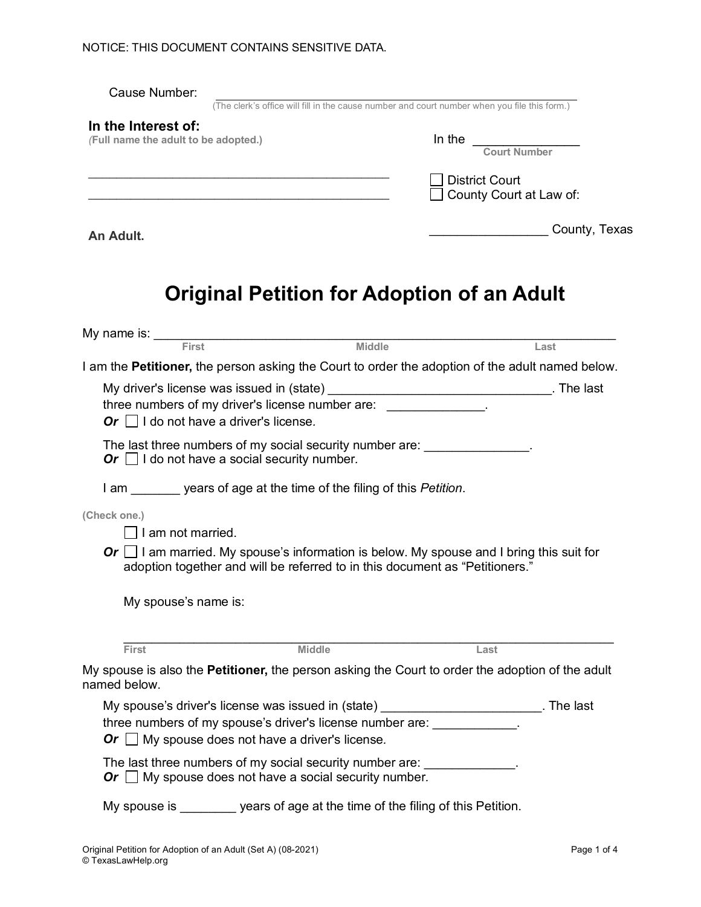NOTICE: THIS DOCUMENT CONTAINS SENSITIVE DATA.

Cause Number: ______________________________________________
(The clerk's office will fill in the cause number and court number when you file this form.)

**In the Interest of:**
*(Full name the adult to be adopted.)*

_____________________________________________
_____________________________________________

**An Adult.**

In the _______________
Court Number

☐ District Court
☐ County Court at Law of:

________________ County, Texas

# Original Petition for Adoption of an Adult

My name is: _______________________________________________________________
First Middle Last

I am the **Petitioner,** the person asking the Court to order the adoption of the adult named below.

My driver's license was issued in (state) ________________________________. The last three numbers of my driver's license number are: _____________.
***Or*** ☐ I do not have a driver's license.

The last three numbers of my social security number are: ______________.
***Or*** ☐ I do not have a social security number.

I am _______ years of age at the time of the filing of this *Petition*.

(Check one.)

☐ I am not married.

***Or*** ☐ I am married. My spouse's information is below. My spouse and I bring this suit for adoption together and will be referred to in this document as "Petitioners."

My spouse's name is:

_______________________________________________________________
First Middle Last

My spouse is also the **Petitioner,** the person asking the Court to order the adoption of the adult named below.

My spouse's driver's license was issued in (state) ______________________. The last three numbers of my spouse's driver's license number are: ___________.
***Or*** ☐ My spouse does not have a driver's license.

The last three numbers of my social security number are: _____________.
***Or*** ☐ My spouse does not have a social security number.

My spouse is ________ years of age at the time of the filing of this Petition.

Original Petition for Adoption of an Adult (Set A) (08-2021)
© TexasLawHelp.org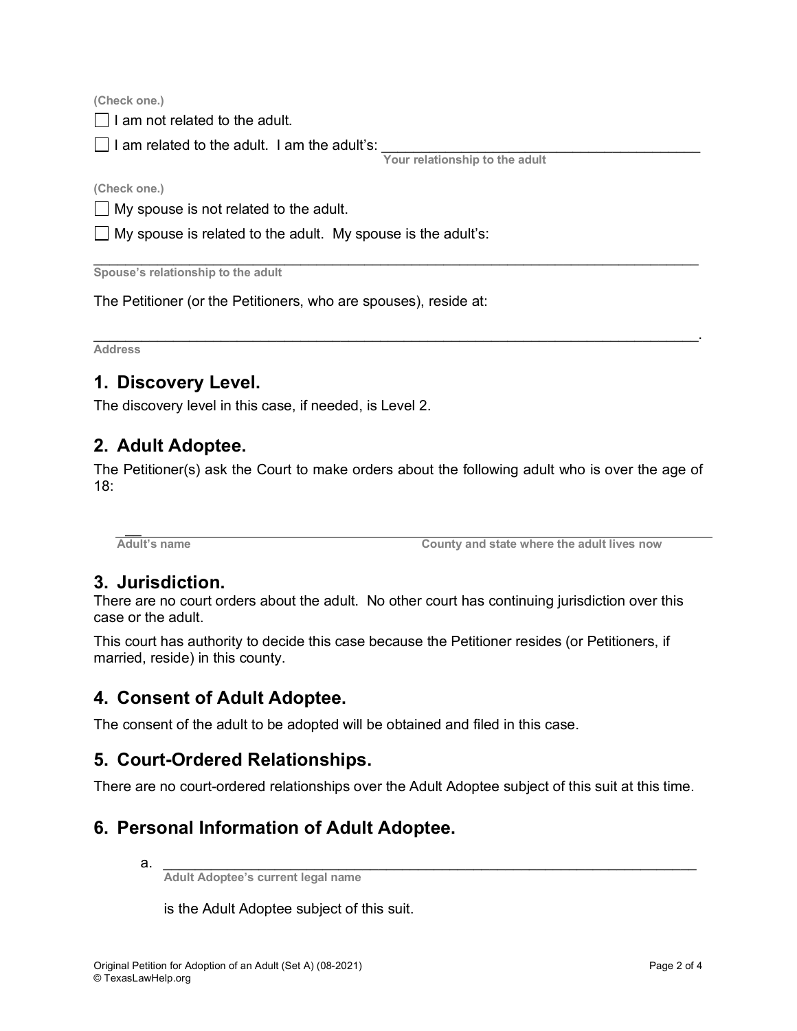(Check one.)

☐ I am not related to the adult.

☐ I am related to the adult. I am the adult's: ________________________________________
Your relationship to the adult

(Check one.)

☐ My spouse is not related to the adult.

☐ My spouse is related to the adult. My spouse is the adult's:

________________________________________________________________________________
Spouse's relationship to the adult

The Petitioner (or the Petitioners, who are spouses), reside at:

________________________________________________________________________________.
Address

## 1. Discovery Level.

The discovery level in this case, if needed, is Level 2.

## 2. Adult Adoptee.

The Petitioner(s) ask the Court to make orders about the following adult who is over the age of 18:

________________________________________________________________________________
Adult's name                                                    County and state where the adult lives now

## 3. Jurisdiction.

There are no court orders about the adult. No other court has continuing jurisdiction over this case or the adult.

This court has authority to decide this case because the Petitioner resides (or Petitioners, if married, reside) in this county.

## 4. Consent of Adult Adoptee.

The consent of the adult to be adopted will be obtained and filed in this case.

## 5. Court-Ordered Relationships.

There are no court-ordered relationships over the Adult Adoptee subject of this suit at this time.

## 6. Personal Information of Adult Adoptee.

a. ________________________________________________________________________
Adult Adoptee's current legal name

is the Adult Adoptee subject of this suit.

Original Petition for Adoption of an Adult (Set A) (08-2021)
© TexasLawHelp.org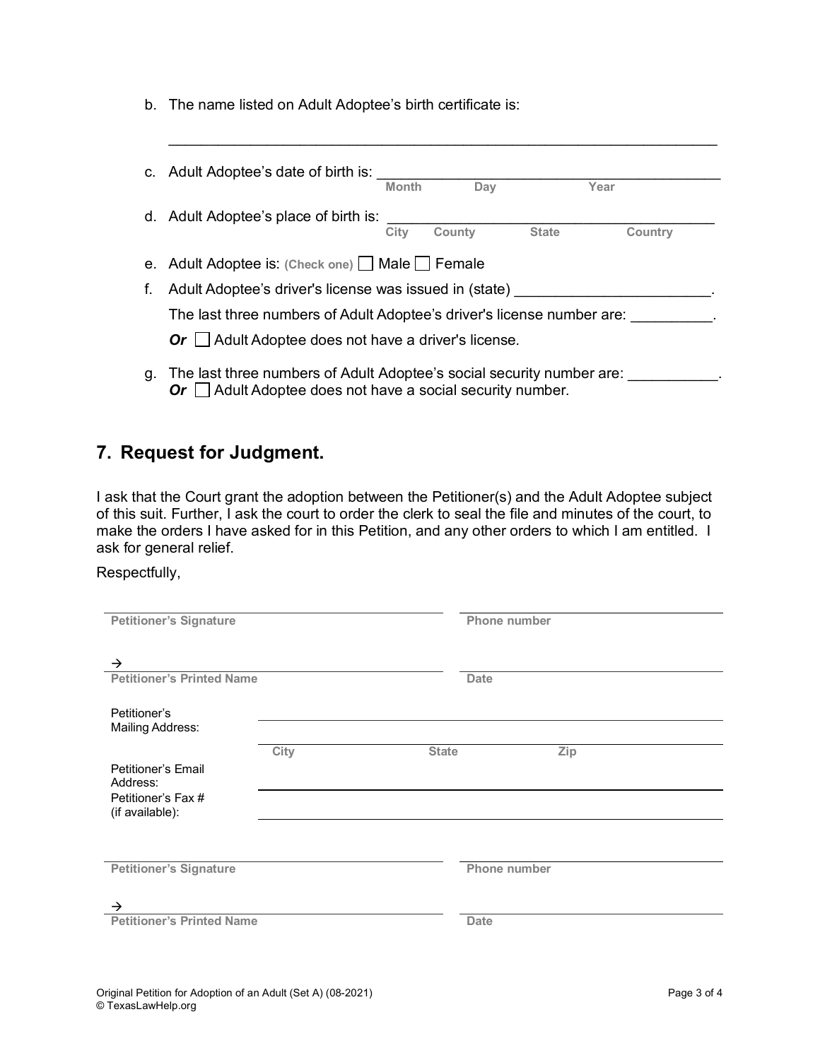b. The name listed on Adult Adoptee's birth certificate is:

\_\_\_\_\_\_\_\_\_\_\_\_\_\_\_\_\_\_\_\_\_\_\_\_\_\_\_\_\_\_\_\_\_\_\_\_\_\_\_\_\_\_\_\_\_\_\_\_\_\_\_\_\_\_\_\_\_\_\_\_\_\_\_\_

c. Adult Adoptee's date of birth is: \_\_\_\_\_\_\_\_\_\_\_\_\_\_\_\_\_\_\_\_\_\_\_\_\_\_\_\_\_\_\_\_\_\_\_\_\_\_\_\_
Month Day Year

d. Adult Adoptee's place of birth is: \_\_\_\_\_\_\_\_\_\_\_\_\_\_\_\_\_\_\_\_\_\_\_\_\_\_\_\_\_\_\_\_\_\_\_\_\_\_\_\_
City County State Country

e. Adult Adoptee is: (Check one) ☐ Male ☐ Female

f. Adult Adoptee's driver's license was issued in (state) \_\_\_\_\_\_\_\_\_\_\_\_\_\_\_\_\_\_\_\_\_\_\_\_.

The last three numbers of Adult Adoptee's driver's license number are: \_\_\_\_\_\_\_\_\_\_.

***Or*** ☐ Adult Adoptee does not have a driver's license.

g. The last three numbers of Adult Adoptee's social security number are: \_\_\_\_\_\_\_\_\_\_\_.
***Or*** ☐ Adult Adoptee does not have a social security number.

## 7. Request for Judgment.

I ask that the Court grant the adoption between the Petitioner(s) and the Adult Adoptee subject of this suit. Further, I ask the court to order the clerk to seal the file and minutes of the court, to make the orders I have asked for in this Petition, and any other orders to which I am entitled. I ask for general relief.

Respectfully,

\_\_\_\_\_\_\_\_\_\_\_\_\_\_\_\_\_\_\_\_\_\_\_\_\_\_\_\_\_\_\_\_ \_\_\_\_\_\_\_\_\_\_\_\_\_\_\_\_\_\_\_\_\_\_\_\_
**Petitioner's Signature** **Phone number**

→ \_\_\_\_\_\_\_\_\_\_\_\_\_\_\_\_\_\_\_\_\_\_\_\_\_\_\_\_\_\_ \_\_\_\_\_\_\_\_\_\_\_\_\_\_\_\_\_\_\_\_\_\_\_\_
**Petitioner's Printed Name** **Date**

Petitioner's Mailing Address: \_\_\_\_\_\_\_\_\_\_\_\_\_\_\_\_\_\_\_\_\_\_\_\_\_\_\_\_\_\_\_\_\_\_\_\_\_\_\_\_

\_\_\_\_\_\_\_\_\_\_\_\_\_\_\_\_\_\_\_\_\_\_\_\_\_\_\_\_\_\_\_\_\_\_\_\_\_\_\_\_
City State Zip

Petitioner's Email Address: \_\_\_\_\_\_\_\_\_\_\_\_\_\_\_\_\_\_\_\_\_\_\_\_\_\_\_\_\_\_\_\_\_\_\_\_\_\_\_\_

Petitioner's Fax # (if available): \_\_\_\_\_\_\_\_\_\_\_\_\_\_\_\_\_\_\_\_\_\_\_\_\_\_\_\_\_\_\_\_\_\_\_\_\_\_\_\_

\_\_\_\_\_\_\_\_\_\_\_\_\_\_\_\_\_\_\_\_\_\_\_\_\_\_\_\_\_\_\_\_ \_\_\_\_\_\_\_\_\_\_\_\_\_\_\_\_\_\_\_\_\_\_\_\_
**Petitioner's Signature** **Phone number**

→ \_\_\_\_\_\_\_\_\_\_\_\_\_\_\_\_\_\_\_\_\_\_\_\_\_\_\_\_\_\_ \_\_\_\_\_\_\_\_\_\_\_\_\_\_\_\_\_\_\_\_\_\_\_\_
**Petitioner's Printed Name** **Date**

Original Petition for Adoption of an Adult (Set A) (08-2021)
© TexasLawHelp.org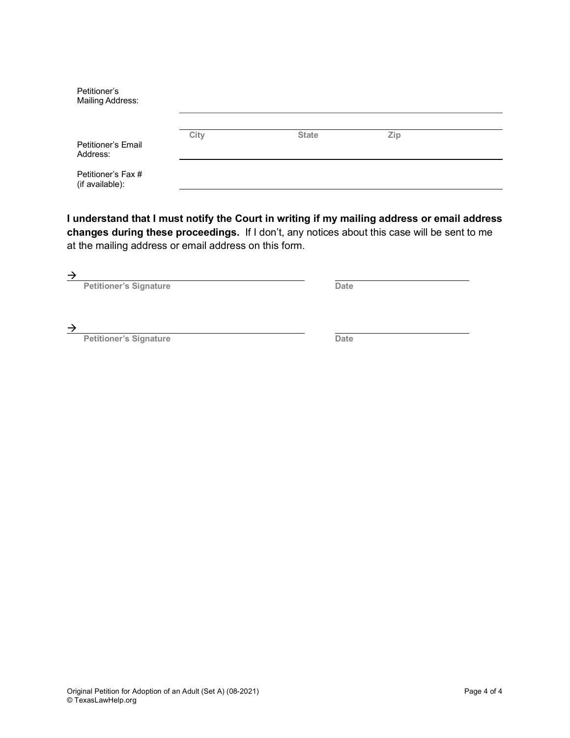Petitioner's Mailing Address: ______________________________________________

______________________________________________
City          State          Zip

Petitioner's Email Address: ______________________________________________

Petitioner's Fax # (if available): ______________________________________________

**I understand that I must notify the Court in writing if my mailing address or email address changes during these proceedings.** If I don't, any notices about this case will be sent to me at the mailing address or email address on this form.

→ ______________________________          ______________________
**Petitioner's Signature**          **Date**

→ ______________________________          ______________________
**Petitioner's Signature**          **Date**

Original Petition for Adoption of an Adult (Set A) (08-2021)
© TexasLawHelp.org